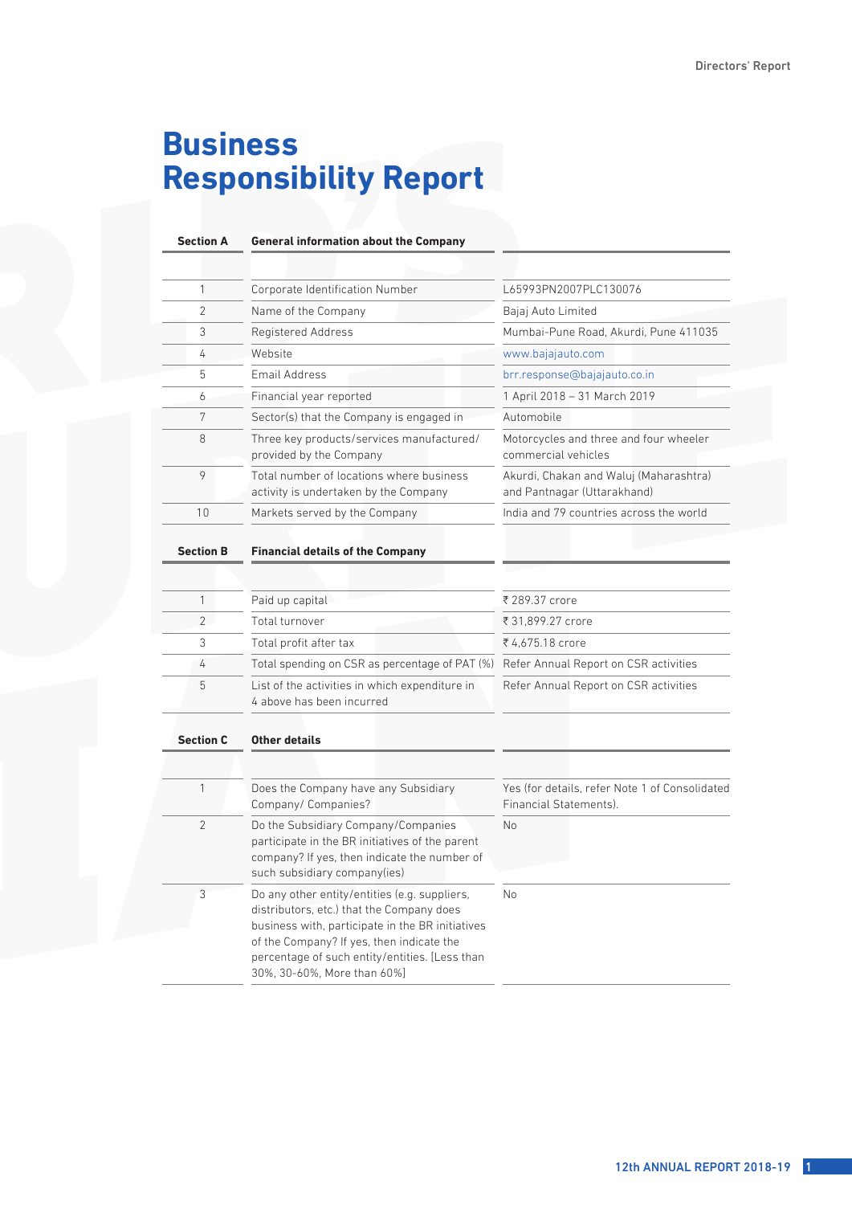# Business Responsibility Report

| Section A | General information about the Company | |
|---|---|---|
| 1 | Corporate Identification Number | L65993PN2007PLC130076 |
| 2 | Name of the Company | Bajaj Auto Limited |
| 3 | Registered Address | Mumbai-Pune Road, Akurdi, Pune 411035 |
| 4 | Website | www.bajajauto.com |
| 5 | Email Address | brr.response@bajajauto.co.in |
| 6 | Financial year reported | 1 April 2018 – 31 March 2019 |
| 7 | Sector(s) that the Company is engaged in | Automobile |
| 8 | Three key products/services manufactured/ provided by the Company | Motorcycles and three and four wheeler commercial vehicles |
| 9 | Total number of locations where business activity is undertaken by the Company | Akurdi, Chakan and Waluj (Maharashtra) and Pantnagar (Uttarakhand) |
| 10 | Markets served by the Company | India and 79 countries across the world |

| Section B | Financial details of the Company | |
|---|---|---|
| 1 | Paid up capital | ₹ 289.37 crore |
| 2 | Total turnover | ₹ 31,899.27 crore |
| 3 | Total profit after tax | ₹ 4,675.18 crore |
| 4 | Total spending on CSR as percentage of PAT (%) | Refer Annual Report on CSR activities |
| 5 | List of the activities in which expenditure in 4 above has been incurred | Refer Annual Report on CSR activities |

| Section C | Other details | |
|---|---|---|
| 1 | Does the Company have any Subsidiary Company/ Companies? | Yes (for details, refer Note 1 of Consolidated Financial Statements). |
| 2 | Do the Subsidiary Company/Companies participate in the BR initiatives of the parent company? If yes, then indicate the number of such subsidiary company(ies) | No |
| 3 | Do any other entity/entities (e.g. suppliers, distributors, etc.) that the Company does business with, participate in the BR initiatives of the Company? If yes, then indicate the percentage of such entity/entities. [Less than 30%, 30-60%, More than 60%] | No |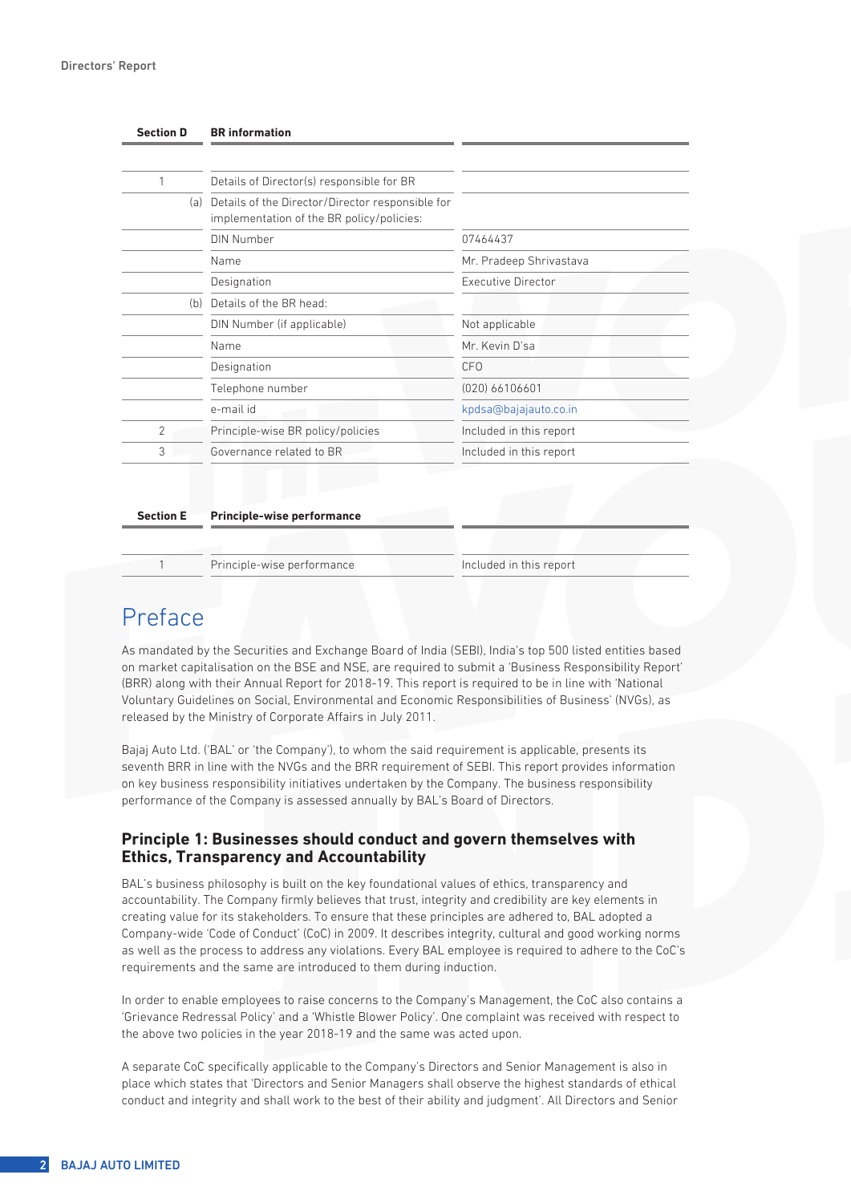| Section D | BR information | |
|---|---|---|
| 1 | Details of Director(s) responsible for BR | |
| (a) | Details of the Director/Director responsible for implementation of the BR policy/policies: | |
| | DIN Number | 07464437 |
| | Name | Mr. Pradeep Shrivastava |
| | Designation | Executive Director |
| (b) | Details of the BR head: | |
| | DIN Number (if applicable) | Not applicable |
| | Name | Mr. Kevin D'sa |
| | Designation | CFO |
| | Telephone number | (020) 66106601 |
| | e-mail id | kpdsa@bajajauto.co.in |
| 2 | Principle-wise BR policy/policies | Included in this report |
| 3 | Governance related to BR | Included in this report |

| Section E | Principle-wise performance | |
|---|---|---|
| 1 | Principle-wise performance | Included in this report |

# Preface

As mandated by the Securities and Exchange Board of India (SEBI), India's top 500 listed entities based on market capitalisation on the BSE and NSE, are required to submit a 'Business Responsibility Report' (BRR) along with their Annual Report for 2018-19. This report is required to be in line with 'National Voluntary Guidelines on Social, Environmental and Economic Responsibilities of Business' (NVGs), as released by the Ministry of Corporate Affairs in July 2011.

Bajaj Auto Ltd. ('BAL' or 'the Company'), to whom the said requirement is applicable, presents its seventh BRR in line with the NVGs and the BRR requirement of SEBI. This report provides information on key business responsibility initiatives undertaken by the Company. The business responsibility performance of the Company is assessed annually by BAL's Board of Directors.

## Principle 1: Businesses should conduct and govern themselves with Ethics, Transparency and Accountability

BAL's business philosophy is built on the key foundational values of ethics, transparency and accountability. The Company firmly believes that trust, integrity and credibility are key elements in creating value for its stakeholders. To ensure that these principles are adhered to, BAL adopted a Company-wide 'Code of Conduct' (CoC) in 2009. It describes integrity, cultural and good working norms as well as the process to address any violations. Every BAL employee is required to adhere to the CoC's requirements and the same are introduced to them during induction.

In order to enable employees to raise concerns to the Company's Management, the CoC also contains a 'Grievance Redressal Policy' and a 'Whistle Blower Policy'. One complaint was received with respect to the above two policies in the year 2018-19 and the same was acted upon.

A separate CoC specifically applicable to the Company's Directors and Senior Management is also in place which states that 'Directors and Senior Managers shall observe the highest standards of ethical conduct and integrity and shall work to the best of their ability and judgment'. All Directors and Senior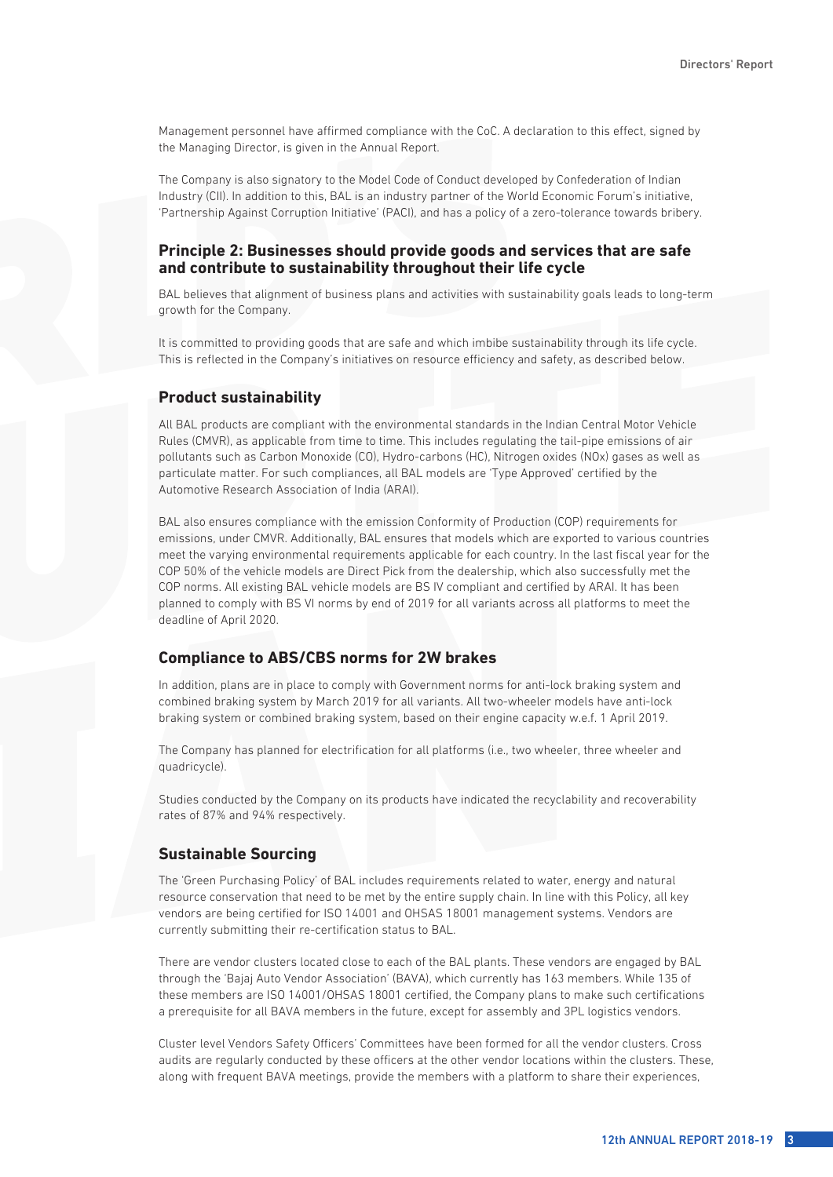Management personnel have affirmed compliance with the CoC. A declaration to this effect, signed by the Managing Director, is given in the Annual Report.

The Company is also signatory to the Model Code of Conduct developed by Confederation of Indian Industry (CII). In addition to this, BAL is an industry partner of the World Economic Forum's initiative, 'Partnership Against Corruption Initiative' (PACI), and has a policy of a zero-tolerance towards bribery.

## Principle 2: Businesses should provide goods and services that are safe and contribute to sustainability throughout their life cycle

BAL believes that alignment of business plans and activities with sustainability goals leads to long-term growth for the Company.

It is committed to providing goods that are safe and which imbibe sustainability through its life cycle. This is reflected in the Company's initiatives on resource efficiency and safety, as described below.

## Product sustainability

All BAL products are compliant with the environmental standards in the Indian Central Motor Vehicle Rules (CMVR), as applicable from time to time. This includes regulating the tail-pipe emissions of air pollutants such as Carbon Monoxide (CO), Hydro-carbons (HC), Nitrogen oxides (NOx) gases as well as particulate matter. For such compliances, all BAL models are 'Type Approved' certified by the Automotive Research Association of India (ARAI).

BAL also ensures compliance with the emission Conformity of Production (COP) requirements for emissions, under CMVR. Additionally, BAL ensures that models which are exported to various countries meet the varying environmental requirements applicable for each country. In the last fiscal year for the COP 50% of the vehicle models are Direct Pick from the dealership, which also successfully met the COP norms. All existing BAL vehicle models are BS IV compliant and certified by ARAI. It has been planned to comply with BS VI norms by end of 2019 for all variants across all platforms to meet the deadline of April 2020.

## Compliance to ABS/CBS norms for 2W brakes

In addition, plans are in place to comply with Government norms for anti-lock braking system and combined braking system by March 2019 for all variants. All two-wheeler models have anti-lock braking system or combined braking system, based on their engine capacity w.e.f. 1 April 2019.

The Company has planned for electrification for all platforms (i.e., two wheeler, three wheeler and quadricycle).

Studies conducted by the Company on its products have indicated the recyclability and recoverability rates of 87% and 94% respectively.

## Sustainable Sourcing

The 'Green Purchasing Policy' of BAL includes requirements related to water, energy and natural resource conservation that need to be met by the entire supply chain. In line with this Policy, all key vendors are being certified for ISO 14001 and OHSAS 18001 management systems. Vendors are currently submitting their re-certification status to BAL.

There are vendor clusters located close to each of the BAL plants. These vendors are engaged by BAL through the 'Bajaj Auto Vendor Association' (BAVA), which currently has 163 members. While 135 of these members are ISO 14001/OHSAS 18001 certified, the Company plans to make such certifications a prerequisite for all BAVA members in the future, except for assembly and 3PL logistics vendors.

Cluster level Vendors Safety Officers' Committees have been formed for all the vendor clusters. Cross audits are regularly conducted by these officers at the other vendor locations within the clusters. These, along with frequent BAVA meetings, provide the members with a platform to share their experiences,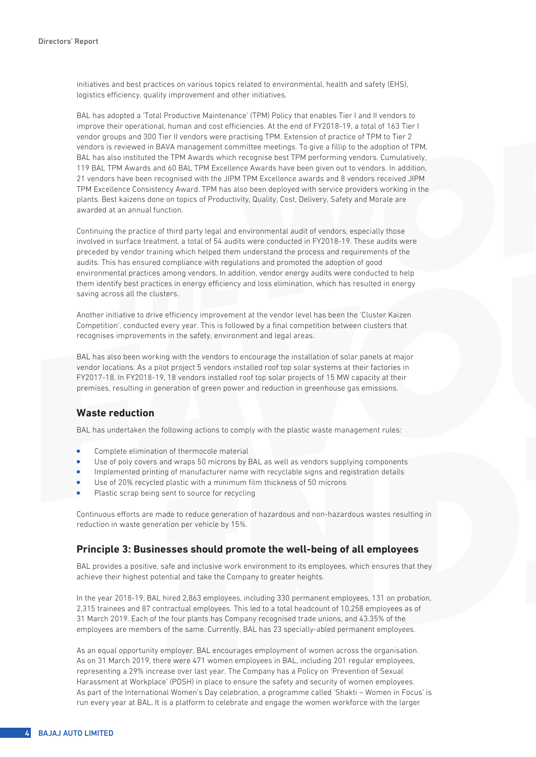initiatives and best practices on various topics related to environmental, health and safety (EHS), logistics efficiency, quality improvement and other initiatives.

BAL has adopted a 'Total Productive Maintenance' (TPM) Policy that enables Tier I and II vendors to improve their operational, human and cost efficiencies. At the end of FY2018-19, a total of 163 Tier I vendor groups and 300 Tier II vendors were practising TPM. Extension of practice of TPM to Tier 2 vendors is reviewed in BAVA management committee meetings. To give a fillip to the adoption of TPM, BAL has also instituted the TPM Awards which recognise best TPM performing vendors. Cumulatively, 119 BAL TPM Awards and 60 BAL TPM Excellence Awards have been given out to vendors. In addition, 21 vendors have been recognised with the JIPM TPM Excellence awards and 8 vendors received JIPM TPM Excellence Consistency Award. TPM has also been deployed with service providers working in the plants. Best kaizens done on topics of Productivity, Quality, Cost, Delivery, Safety and Morale are awarded at an annual function.

Continuing the practice of third party legal and environmental audit of vendors, especially those involved in surface treatment, a total of 54 audits were conducted in FY2018-19. These audits were preceded by vendor training which helped them understand the process and requirements of the audits. This has ensured compliance with regulations and promoted the adoption of good environmental practices among vendors. In addition, vendor energy audits were conducted to help them identify best practices in energy efficiency and loss elimination, which has resulted in energy saving across all the clusters.

Another initiative to drive efficiency improvement at the vendor level has been the 'Cluster Kaizen Competition', conducted every year. This is followed by a final competition between clusters that recognises improvements in the safety, environment and legal areas.

BAL has also been working with the vendors to encourage the installation of solar panels at major vendor locations. As a pilot project 5 vendors installed roof top solar systems at their factories in FY2017-18. In FY2018-19, 18 vendors installed roof top solar projects of 15 MW capacity at their premises, resulting in generation of green power and reduction in greenhouse gas emissions.

## Waste reduction

BAL has undertaken the following actions to comply with the plastic waste management rules:

- Complete elimination of thermocole material
- Use of poly covers and wraps 50 microns by BAL as well as vendors supplying components
- Implemented printing of manufacturer name with recyclable signs and registration details
- Use of 20% recycled plastic with a minimum film thickness of 50 microns
- Plastic scrap being sent to source for recycling

Continuous efforts are made to reduce generation of hazardous and non-hazardous wastes resulting in reduction in waste generation per vehicle by 15%.

## Principle 3: Businesses should promote the well-being of all employees

BAL provides a positive, safe and inclusive work environment to its employees, which ensures that they achieve their highest potential and take the Company to greater heights.

In the year 2018-19, BAL hired 2,863 employees, including 330 permanent employees, 131 on probation, 2,315 trainees and 87 contractual employees. This led to a total headcount of 10,258 employees as of 31 March 2019. Each of the four plants has Company recognised trade unions, and 43.35% of the employees are members of the same. Currently, BAL has 23 specially-abled permanent employees.

As an equal opportunity employer, BAL encourages employment of women across the organisation. As on 31 March 2019, there were 471 women employees in BAL, including 201 regular employees, representing a 29% increase over last year. The Company has a Policy on 'Prevention of Sexual Harassment at Workplace' (POSH) in place to ensure the safety and security of women employees. As part of the International Women's Day celebration, a programme called 'Shakti – Women in Focus' is run every year at BAL. It is a platform to celebrate and engage the women workforce with the larger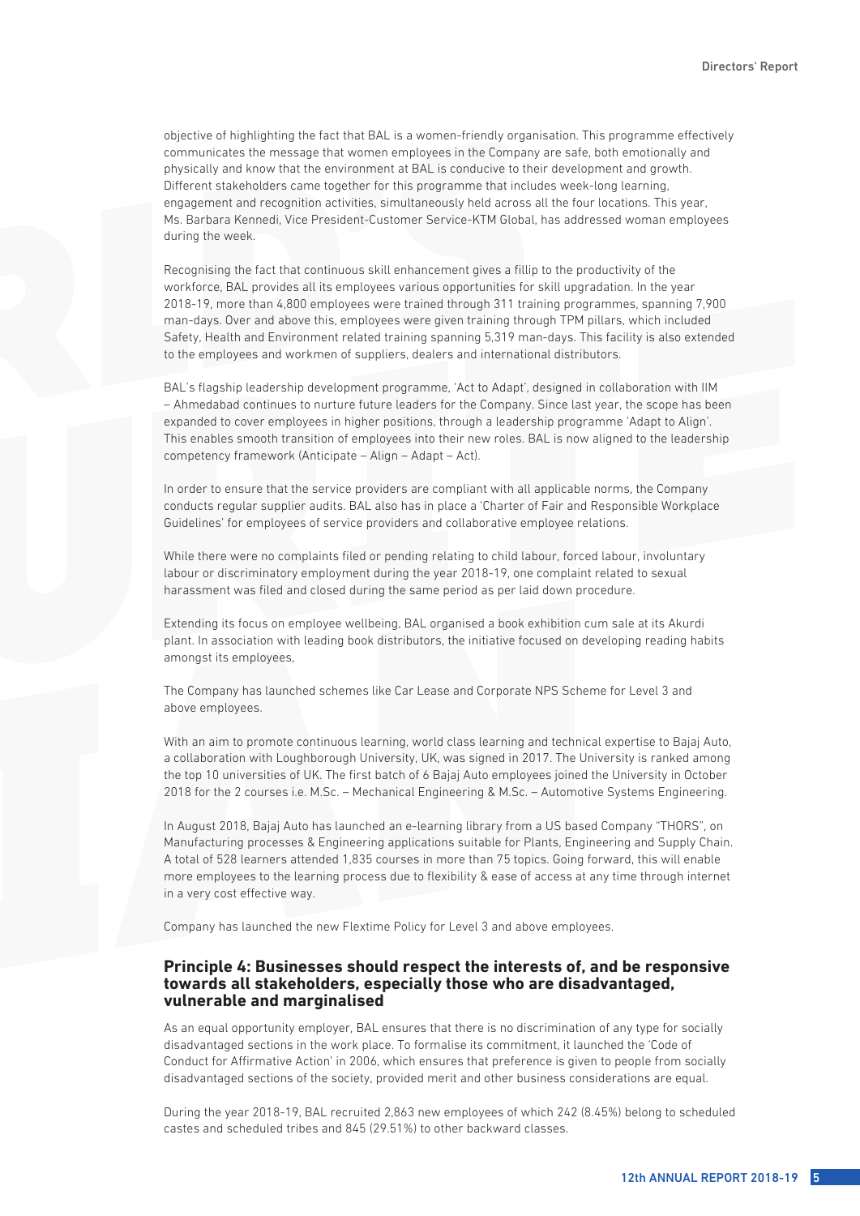objective of highlighting the fact that BAL is a women-friendly organisation. This programme effectively communicates the message that women employees in the Company are safe, both emotionally and physically and know that the environment at BAL is conducive to their development and growth. Different stakeholders came together for this programme that includes week-long learning, engagement and recognition activities, simultaneously held across all the four locations. This year, Ms. Barbara Kennedi, Vice President-Customer Service-KTM Global, has addressed woman employees during the week.

Recognising the fact that continuous skill enhancement gives a fillip to the productivity of the workforce, BAL provides all its employees various opportunities for skill upgradation. In the year 2018-19, more than 4,800 employees were trained through 311 training programmes, spanning 7,900 man-days. Over and above this, employees were given training through TPM pillars, which included Safety, Health and Environment related training spanning 5,319 man-days. This facility is also extended to the employees and workmen of suppliers, dealers and international distributors.

BAL's flagship leadership development programme, 'Act to Adapt', designed in collaboration with IIM – Ahmedabad continues to nurture future leaders for the Company. Since last year, the scope has been expanded to cover employees in higher positions, through a leadership programme 'Adapt to Align'. This enables smooth transition of employees into their new roles. BAL is now aligned to the leadership competency framework (Anticipate – Align – Adapt – Act).

In order to ensure that the service providers are compliant with all applicable norms, the Company conducts regular supplier audits. BAL also has in place a 'Charter of Fair and Responsible Workplace Guidelines' for employees of service providers and collaborative employee relations.

While there were no complaints filed or pending relating to child labour, forced labour, involuntary labour or discriminatory employment during the year 2018-19, one complaint related to sexual harassment was filed and closed during the same period as per laid down procedure.

Extending its focus on employee wellbeing, BAL organised a book exhibition cum sale at its Akurdi plant. In association with leading book distributors, the initiative focused on developing reading habits amongst its employees,

The Company has launched schemes like Car Lease and Corporate NPS Scheme for Level 3 and above employees.

With an aim to promote continuous learning, world class learning and technical expertise to Bajaj Auto, a collaboration with Loughborough University, UK, was signed in 2017. The University is ranked among the top 10 universities of UK. The first batch of 6 Bajaj Auto employees joined the University in October 2018 for the 2 courses i.e. M.Sc. – Mechanical Engineering & M.Sc. – Automotive Systems Engineering.

In August 2018, Bajaj Auto has launched an e-learning library from a US based Company "THORS", on Manufacturing processes & Engineering applications suitable for Plants, Engineering and Supply Chain. A total of 528 learners attended 1,835 courses in more than 75 topics. Going forward, this will enable more employees to the learning process due to flexibility & ease of access at any time through internet in a very cost effective way.

Company has launched the new Flextime Policy for Level 3 and above employees.

## Principle 4: Businesses should respect the interests of, and be responsive towards all stakeholders, especially those who are disadvantaged, vulnerable and marginalised

As an equal opportunity employer, BAL ensures that there is no discrimination of any type for socially disadvantaged sections in the work place. To formalise its commitment, it launched the 'Code of Conduct for Affirmative Action' in 2006, which ensures that preference is given to people from socially disadvantaged sections of the society, provided merit and other business considerations are equal.

During the year 2018-19, BAL recruited 2,863 new employees of which 242 (8.45%) belong to scheduled castes and scheduled tribes and 845 (29.51%) to other backward classes.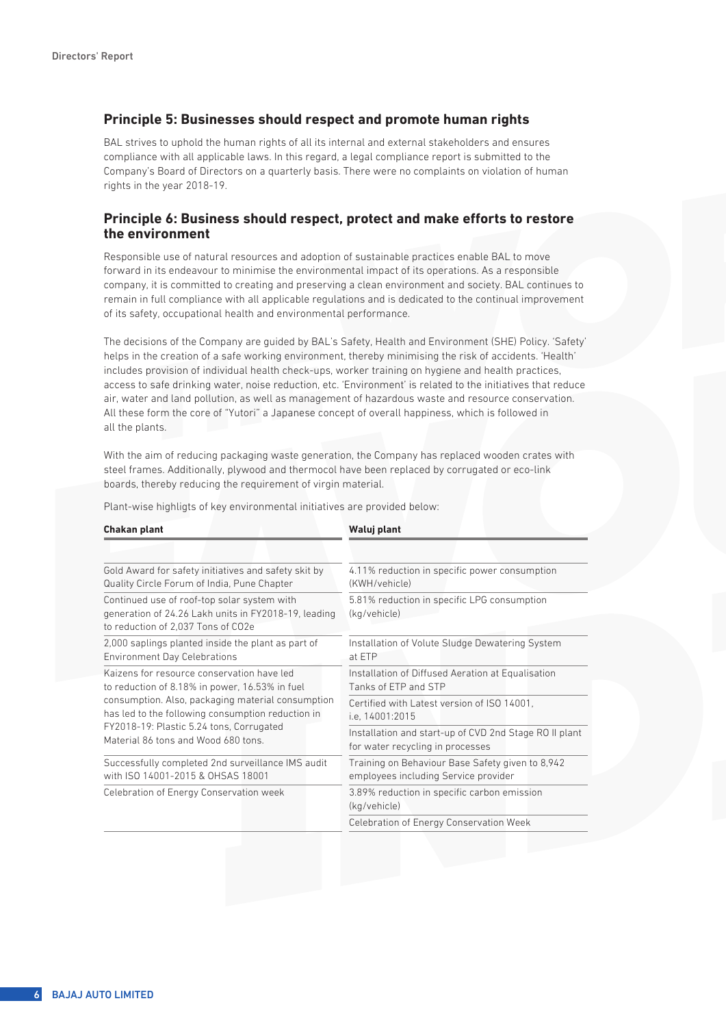## Principle 5: Businesses should respect and promote human rights

BAL strives to uphold the human rights of all its internal and external stakeholders and ensures compliance with all applicable laws. In this regard, a legal compliance report is submitted to the Company's Board of Directors on a quarterly basis. There were no complaints on violation of human rights in the year 2018-19.

## Principle 6: Business should respect, protect and make efforts to restore the environment

Responsible use of natural resources and adoption of sustainable practices enable BAL to move forward in its endeavour to minimise the environmental impact of its operations. As a responsible company, it is committed to creating and preserving a clean environment and society. BAL continues to remain in full compliance with all applicable regulations and is dedicated to the continual improvement of its safety, occupational health and environmental performance.

The decisions of the Company are guided by BAL's Safety, Health and Environment (SHE) Policy. 'Safety' helps in the creation of a safe working environment, thereby minimising the risk of accidents. 'Health' includes provision of individual health check-ups, worker training on hygiene and health practices, access to safe drinking water, noise reduction, etc. 'Environment' is related to the initiatives that reduce air, water and land pollution, as well as management of hazardous waste and resource conservation. All these form the core of "Yutori" a Japanese concept of overall happiness, which is followed in all the plants.

With the aim of reducing packaging waste generation, the Company has replaced wooden crates with steel frames. Additionally, plywood and thermocol have been replaced by corrugated or eco-link boards, thereby reducing the requirement of virgin material.

Plant-wise highligts of key environmental initiatives are provided below:

| Chakan plant | Waluj plant |
|---|---|
| Gold Award for safety initiatives and safety skit by Quality Circle Forum of India, Pune Chapter | 4.11% reduction in specific power consumption (KWH/vehicle) |
| Continued use of roof-top solar system with generation of 24.26 Lakh units in FY2018-19, leading to reduction of 2,037 Tons of CO2e | 5.81% reduction in specific LPG consumption (kg/vehicle) |
| 2,000 saplings planted inside the plant as part of Environment Day Celebrations | Installation of Volute Sludge Dewatering System at ETP |
| Kaizens for resource conservation have led to reduction of 8.18% in power, 16.53% in fuel consumption. Also, packaging material consumption has led to the following consumption reduction in FY2018-19: Plastic 5.24 tons, Corrugated Material 86 tons and Wood 680 tons. | Installation of Diffused Aeration at Equalisation Tanks of ETP and STP<br>Certified with Latest version of ISO 14001, i.e, 14001:2015<br>Installation and start-up of CVD 2nd Stage RO II plant for water recycling in processes |
| Successfully completed 2nd surveillance IMS audit with ISO 14001-2015 & OHSAS 18001 | Training on Behaviour Base Safety given to 8,942 employees including Service provider |
| Celebration of Energy Conservation week | 3.89% reduction in specific carbon emission (kg/vehicle) |
| | Celebration of Energy Conservation Week |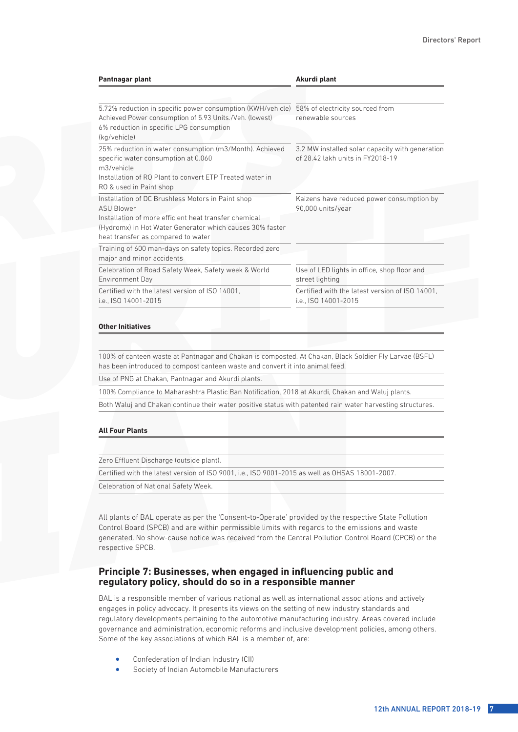| Pantnagar plant | Akurdi plant |
|---|---|
| 5.72% reduction in specific power consumption (KWH/vehicle) Achieved Power consumption of 5.93 Units./Veh. (lowest) 6% reduction in specific LPG consumption (kg/vehicle) | 58% of electricity sourced from renewable sources |
| 25% reduction in water consumption (m3/Month). Achieved specific water consumption at 0.060 m3/vehicle Installation of RO Plant to convert ETP Treated water in RO & used in Paint shop | 3.2 MW installed solar capacity with generation of 28.42 lakh units in FY2018-19 |
| Installation of DC Brushless Motors in Paint shop ASU Blower Installation of more efficient heat transfer chemical (Hydromx) in Hot Water Generator which causes 30% faster heat transfer as compared to water | Kaizens have reduced power consumption by 90,000 units/year |
| Training of 600 man-days on safety topics. Recorded zero major and minor accidents | |
| Celebration of Road Safety Week, Safety week & World Environment Day | Use of LED lights in office, shop floor and street lighting |
| Certified with the latest version of ISO 14001, i.e., ISO 14001-2015 | Certified with the latest version of ISO 14001, i.e., ISO 14001-2015 |

| Other Initiatives |
|---|
| 100% of canteen waste at Pantnagar and Chakan is composted. At Chakan, Black Soldier Fly Larvae (BSFL) has been introduced to compost canteen waste and convert it into animal feed. |
| Use of PNG at Chakan, Pantnagar and Akurdi plants. |
| 100% Compliance to Maharashtra Plastic Ban Notification, 2018 at Akurdi, Chakan and Waluj plants. |
| Both Waluj and Chakan continue their water positive status with patented rain water harvesting structures. |

| All Four Plants |
|---|
| Zero Effluent Discharge (outside plant). |
| Certified with the latest version of ISO 9001, i.e., ISO 9001-2015 as well as OHSAS 18001-2007. |
| Celebration of National Safety Week. |

All plants of BAL operate as per the 'Consent-to-Operate' provided by the respective State Pollution Control Board (SPCB) and are within permissible limits with regards to the emissions and waste generated. No show-cause notice was received from the Central Pollution Control Board (CPCB) or the respective SPCB.

## Principle 7: Businesses, when engaged in influencing public and regulatory policy, should do so in a responsible manner

BAL is a responsible member of various national as well as international associations and actively engages in policy advocacy. It presents its views on the setting of new industry standards and regulatory developments pertaining to the automotive manufacturing industry. Areas covered include governance and administration, economic reforms and inclusive development policies, among others. Some of the key associations of which BAL is a member of, are:

- Confederation of Indian Industry (CII)
- Society of Indian Automobile Manufacturers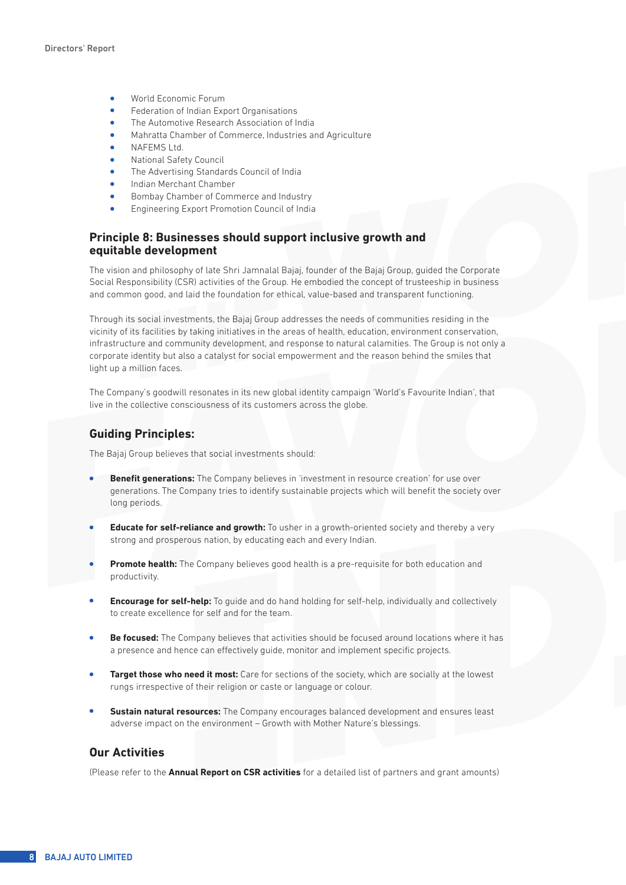- World Economic Forum
- Federation of Indian Export Organisations
- The Automotive Research Association of India
- Mahratta Chamber of Commerce, Industries and Agriculture
- NAFEMS Ltd.
- National Safety Council
- The Advertising Standards Council of India
- Indian Merchant Chamber
- Bombay Chamber of Commerce and Industry
- Engineering Export Promotion Council of India

## Principle 8: Businesses should support inclusive growth and equitable development

The vision and philosophy of late Shri Jamnalal Bajaj, founder of the Bajaj Group, guided the Corporate Social Responsibility (CSR) activities of the Group. He embodied the concept of trusteeship in business and common good, and laid the foundation for ethical, value-based and transparent functioning.

Through its social investments, the Bajaj Group addresses the needs of communities residing in the vicinity of its facilities by taking initiatives in the areas of health, education, environment conservation, infrastructure and community development, and response to natural calamities. The Group is not only a corporate identity but also a catalyst for social empowerment and the reason behind the smiles that light up a million faces.

The Company's goodwill resonates in its new global identity campaign 'World's Favourite Indian', that live in the collective consciousness of its customers across the globe.

## Guiding Principles:

The Bajaj Group believes that social investments should:

- **Benefit generations:** The Company believes in 'investment in resource creation' for use over generations. The Company tries to identify sustainable projects which will benefit the society over long periods.
- **Educate for self-reliance and growth:** To usher in a growth-oriented society and thereby a very strong and prosperous nation, by educating each and every Indian.
- **Promote health:** The Company believes good health is a pre-requisite for both education and productivity.
- **Encourage for self-help:** To guide and do hand holding for self-help, individually and collectively to create excellence for self and for the team.
- **Be focused:** The Company believes that activities should be focused around locations where it has a presence and hence can effectively guide, monitor and implement specific projects.
- **Target those who need it most:** Care for sections of the society, which are socially at the lowest rungs irrespective of their religion or caste or language or colour.
- **Sustain natural resources:** The Company encourages balanced development and ensures least adverse impact on the environment – Growth with Mother Nature's blessings.

## Our Activities

(Please refer to the **Annual Report on CSR activities** for a detailed list of partners and grant amounts)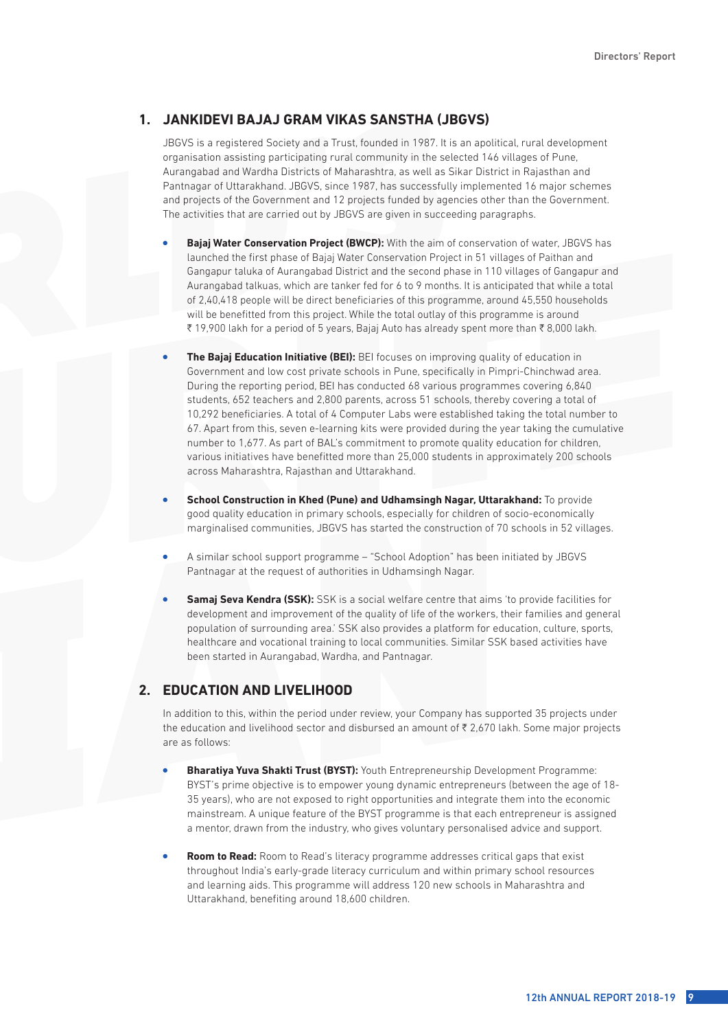## 1. JANKIDEVI BAJAJ GRAM VIKAS SANSTHA (JBGVS)

JBGVS is a registered Society and a Trust, founded in 1987. It is an apolitical, rural development organisation assisting participating rural community in the selected 146 villages of Pune, Aurangabad and Wardha Districts of Maharashtra, as well as Sikar District in Rajasthan and Pantnagar of Uttarakhand. JBGVS, since 1987, has successfully implemented 16 major schemes and projects of the Government and 12 projects funded by agencies other than the Government. The activities that are carried out by JBGVS are given in succeeding paragraphs.

- **Bajaj Water Conservation Project (BWCP):** With the aim of conservation of water, JBGVS has launched the first phase of Bajaj Water Conservation Project in 51 villages of Paithan and Gangapur taluka of Aurangabad District and the second phase in 110 villages of Gangapur and Aurangabad talkuas, which are tanker fed for 6 to 9 months. It is anticipated that while a total of 2,40,418 people will be direct beneficiaries of this programme, around 45,550 households will be benefitted from this project. While the total outlay of this programme is around ₹ 19,900 lakh for a period of 5 years, Bajaj Auto has already spent more than ₹ 8,000 lakh.
- **The Bajaj Education Initiative (BEI):** BEI focuses on improving quality of education in Government and low cost private schools in Pune, specifically in Pimpri-Chinchwad area. During the reporting period, BEI has conducted 68 various programmes covering 6,840 students, 652 teachers and 2,800 parents, across 51 schools, thereby covering a total of 10,292 beneficiaries. A total of 4 Computer Labs were established taking the total number to 67. Apart from this, seven e-learning kits were provided during the year taking the cumulative number to 1,677. As part of BAL's commitment to promote quality education for children, various initiatives have benefitted more than 25,000 students in approximately 200 schools across Maharashtra, Rajasthan and Uttarakhand.
- **School Construction in Khed (Pune) and Udhamsingh Nagar, Uttarakhand:** To provide good quality education in primary schools, especially for children of socio-economically marginalised communities, JBGVS has started the construction of 70 schools in 52 villages.
- A similar school support programme – "School Adoption" has been initiated by JBGVS Pantnagar at the request of authorities in Udhamsingh Nagar.
- **Samaj Seva Kendra (SSK):** SSK is a social welfare centre that aims 'to provide facilities for development and improvement of the quality of life of the workers, their families and general population of surrounding area.' SSK also provides a platform for education, culture, sports, healthcare and vocational training to local communities. Similar SSK based activities have been started in Aurangabad, Wardha, and Pantnagar.

## 2. EDUCATION AND LIVELIHOOD

In addition to this, within the period under review, your Company has supported 35 projects under the education and livelihood sector and disbursed an amount of ₹ 2,670 lakh. Some major projects are as follows:

- **Bharatiya Yuva Shakti Trust (BYST):** Youth Entrepreneurship Development Programme: BYST's prime objective is to empower young dynamic entrepreneurs (between the age of 18-35 years), who are not exposed to right opportunities and integrate them into the economic mainstream. A unique feature of the BYST programme is that each entrepreneur is assigned a mentor, drawn from the industry, who gives voluntary personalised advice and support.
- **Room to Read:** Room to Read's literacy programme addresses critical gaps that exist throughout India's early-grade literacy curriculum and within primary school resources and learning aids. This programme will address 120 new schools in Maharashtra and Uttarakhand, benefiting around 18,600 children.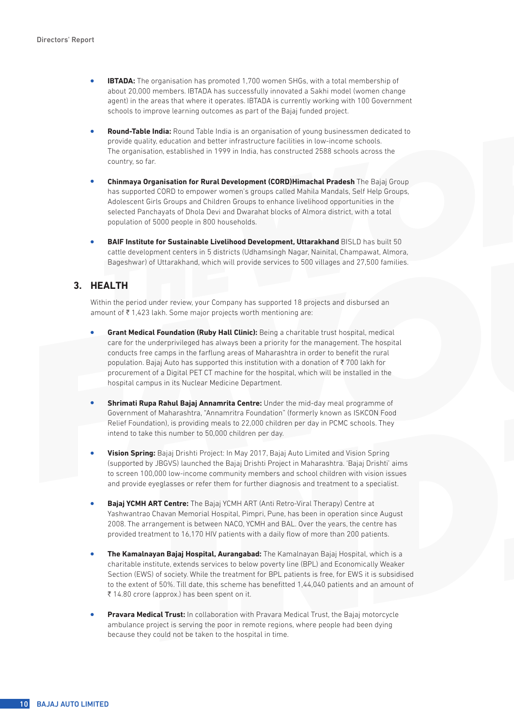- **IBTADA:** The organisation has promoted 1,700 women SHGs, with a total membership of about 20,000 members. IBTADA has successfully innovated a Sakhi model (women change agent) in the areas that where it operates. IBTADA is currently working with 100 Government schools to improve learning outcomes as part of the Bajaj funded project.

- **Round-Table India:** Round Table India is an organisation of young businessmen dedicated to provide quality, education and better infrastructure facilities in low-income schools. The organisation, established in 1999 in India, has constructed 2588 schools across the country, so far.

- **Chinmaya Organisation for Rural Development (CORD)Himachal Pradesh** The Bajaj Group has supported CORD to empower women's groups called Mahila Mandals, Self Help Groups, Adolescent Girls Groups and Children Groups to enhance livelihood opportunities in the selected Panchayats of Dhola Devi and Dwarahat blocks of Almora district, with a total population of 5000 people in 800 households.

- **BAIF Institute for Sustainable Livelihood Development, Uttarakhand** BISLD has built 50 cattle development centers in 5 districts (Udhamsingh Nagar, Nainital, Champawat, Almora, Bageshwar) of Uttarakhand, which will provide services to 500 villages and 27,500 families.

## 3. HEALTH

Within the period under review, your Company has supported 18 projects and disbursed an amount of ₹ 1,423 lakh. Some major projects worth mentioning are:

- **Grant Medical Foundation (Ruby Hall Clinic):** Being a charitable trust hospital, medical care for the underprivileged has always been a priority for the management. The hospital conducts free camps in the farflung areas of Maharashtra in order to benefit the rural population. Bajaj Auto has supported this institution with a donation of ₹ 700 lakh for procurement of a Digital PET CT machine for the hospital, which will be installed in the hospital campus in its Nuclear Medicine Department.

- **Shrimati Rupa Rahul Bajaj Annamrita Centre:** Under the mid-day meal programme of Government of Maharashtra, "Annamritra Foundation" (formerly known as ISKCON Food Relief Foundation), is providing meals to 22,000 children per day in PCMC schools. They intend to take this number to 50,000 children per day.

- **Vision Spring:** Bajaj Drishti Project: In May 2017, Bajaj Auto Limited and Vision Spring (supported by JBGVS) launched the Bajaj Drishti Project in Maharashtra. 'Bajaj Drishti' aims to screen 100,000 low-income community members and school children with vision issues and provide eyeglasses or refer them for further diagnosis and treatment to a specialist.

- **Bajaj YCMH ART Centre:** The Bajaj YCMH ART (Anti Retro-Viral Therapy) Centre at Yashwantrao Chavan Memorial Hospital, Pimpri, Pune, has been in operation since August 2008. The arrangement is between NACO, YCMH and BAL. Over the years, the centre has provided treatment to 16,170 HIV patients with a daily flow of more than 200 patients.

- **The Kamalnayan Bajaj Hospital, Aurangabad:** The Kamalnayan Bajaj Hospital, which is a charitable institute, extends services to below poverty line (BPL) and Economically Weaker Section (EWS) of society. While the treatment for BPL patients is free, for EWS it is subsidised to the extent of 50%. Till date, this scheme has benefitted 1,44,040 patients and an amount of ₹ 14.80 crore (approx.) has been spent on it.

- **Pravara Medical Trust:** In collaboration with Pravara Medical Trust, the Bajaj motorcycle ambulance project is serving the poor in remote regions, where people had been dying because they could not be taken to the hospital in time.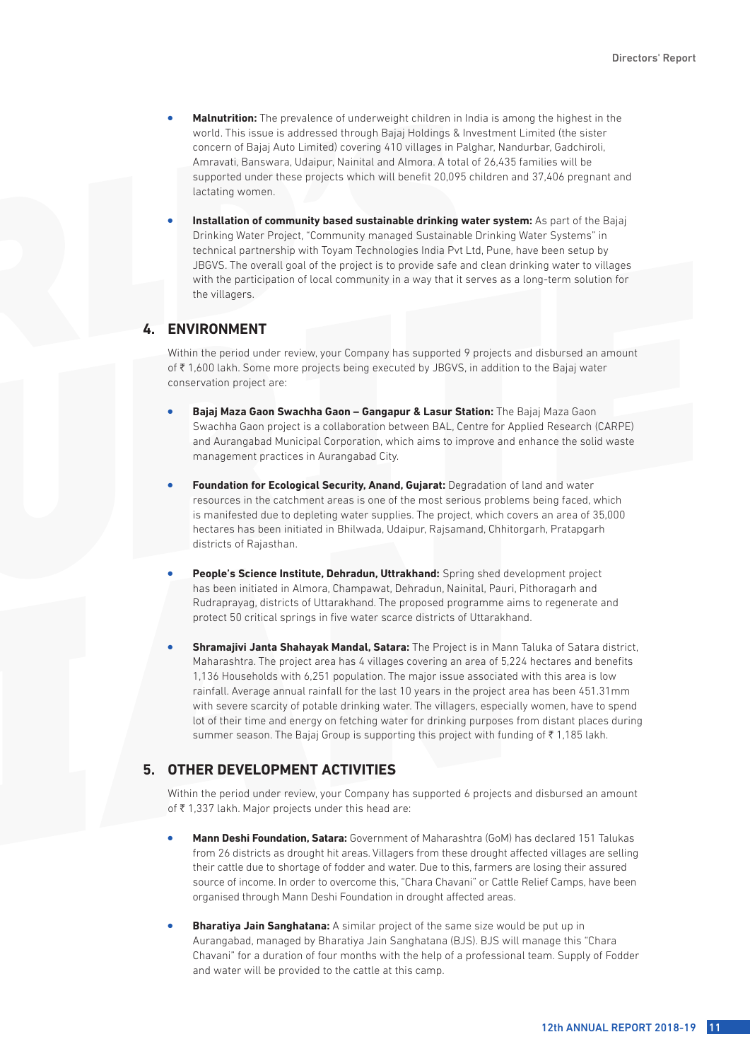- **Malnutrition:** The prevalence of underweight children in India is among the highest in the world. This issue is addressed through Bajaj Holdings & Investment Limited (the sister concern of Bajaj Auto Limited) covering 410 villages in Palghar, Nandurbar, Gadchiroli, Amravati, Banswara, Udaipur, Nainital and Almora. A total of 26,435 families will be supported under these projects which will benefit 20,095 children and 37,406 pregnant and lactating women.

- **Installation of community based sustainable drinking water system:** As part of the Bajaj Drinking Water Project, "Community managed Sustainable Drinking Water Systems" in technical partnership with Toyam Technologies India Pvt Ltd, Pune, have been setup by JBGVS. The overall goal of the project is to provide safe and clean drinking water to villages with the participation of local community in a way that it serves as a long-term solution for the villagers.

## 4. ENVIRONMENT

Within the period under review, your Company has supported 9 projects and disbursed an amount of ₹ 1,600 lakh. Some more projects being executed by JBGVS, in addition to the Bajaj water conservation project are:

- **Bajaj Maza Gaon Swachha Gaon – Gangapur & Lasur Station:** The Bajaj Maza Gaon Swachha Gaon project is a collaboration between BAL, Centre for Applied Research (CARPE) and Aurangabad Municipal Corporation, which aims to improve and enhance the solid waste management practices in Aurangabad City.

- **Foundation for Ecological Security, Anand, Gujarat:** Degradation of land and water resources in the catchment areas is one of the most serious problems being faced, which is manifested due to depleting water supplies. The project, which covers an area of 35,000 hectares has been initiated in Bhilwada, Udaipur, Rajsamand, Chhitorgarh, Pratapgarh districts of Rajasthan.

- **People's Science Institute, Dehradun, Uttrakhand:** Spring shed development project has been initiated in Almora, Champawat, Dehradun, Nainital, Pauri, Pithoragarh and Rudraprayag, districts of Uttarakhand. The proposed programme aims to regenerate and protect 50 critical springs in five water scarce districts of Uttarakhand.

- **Shramajivi Janta Shahayak Mandal, Satara:** The Project is in Mann Taluka of Satara district, Maharashtra. The project area has 4 villages covering an area of 5,224 hectares and benefits 1,136 Households with 6,251 population. The major issue associated with this area is low rainfall. Average annual rainfall for the last 10 years in the project area has been 451.31mm with severe scarcity of potable drinking water. The villagers, especially women, have to spend lot of their time and energy on fetching water for drinking purposes from distant places during summer season. The Bajaj Group is supporting this project with funding of ₹ 1,185 lakh.

## 5. OTHER DEVELOPMENT ACTIVITIES

Within the period under review, your Company has supported 6 projects and disbursed an amount of ₹ 1,337 lakh. Major projects under this head are:

- **Mann Deshi Foundation, Satara:** Government of Maharashtra (GoM) has declared 151 Talukas from 26 districts as drought hit areas. Villagers from these drought affected villages are selling their cattle due to shortage of fodder and water. Due to this, farmers are losing their assured source of income. In order to overcome this, "Chara Chavani" or Cattle Relief Camps, have been organised through Mann Deshi Foundation in drought affected areas.

- **Bharatiya Jain Sanghatana:** A similar project of the same size would be put up in Aurangabad, managed by Bharatiya Jain Sanghatana (BJS). BJS will manage this "Chara Chavani" for a duration of four months with the help of a professional team. Supply of Fodder and water will be provided to the cattle at this camp.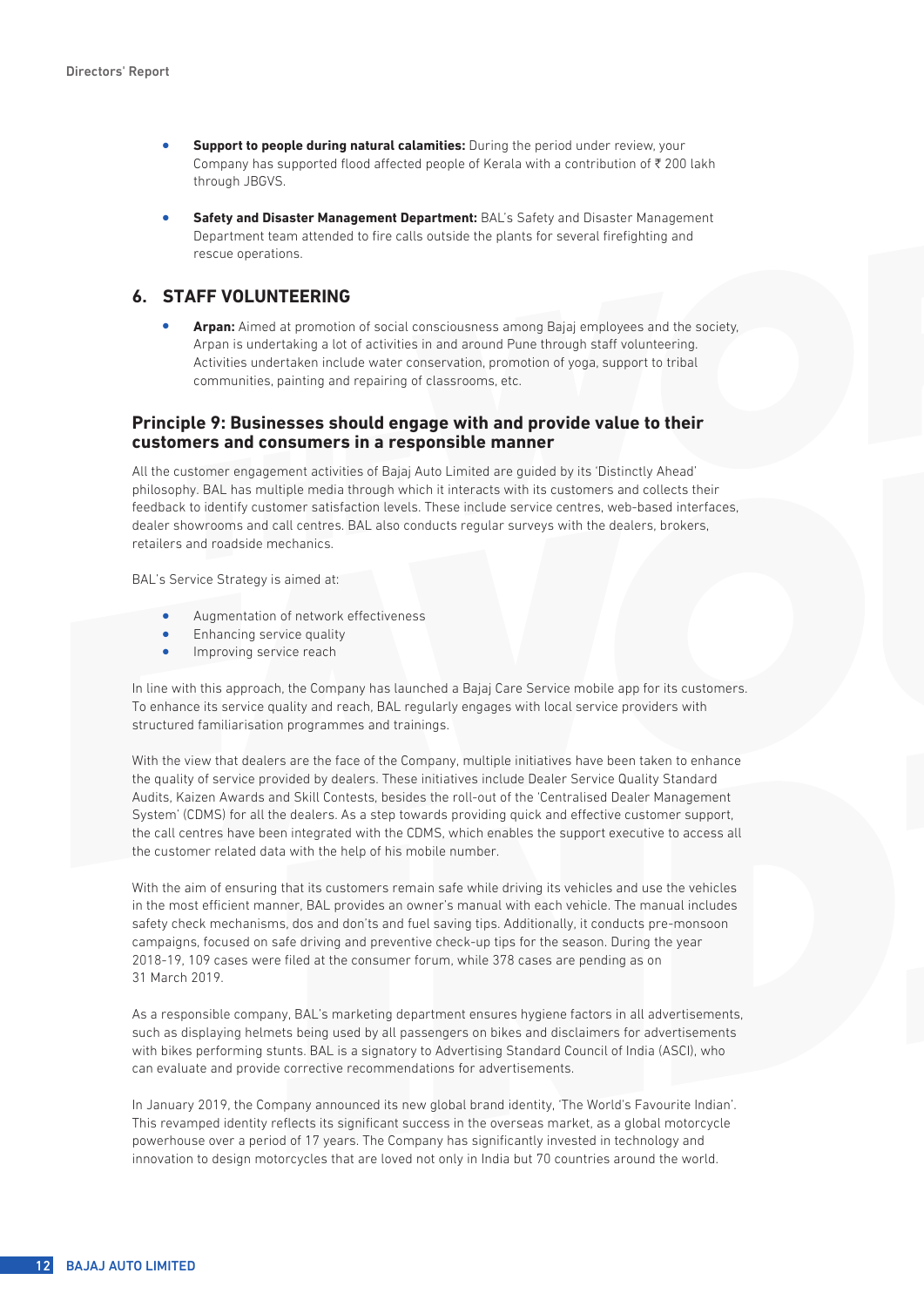- **Support to people during natural calamities:** During the period under review, your Company has supported flood affected people of Kerala with a contribution of ₹ 200 lakh through JBGVS.

- **Safety and Disaster Management Department:** BAL's Safety and Disaster Management Department team attended to fire calls outside the plants for several firefighting and rescue operations.

## 6. STAFF VOLUNTEERING

- **Arpan:** Aimed at promotion of social consciousness among Bajaj employees and the society, Arpan is undertaking a lot of activities in and around Pune through staff volunteering. Activities undertaken include water conservation, promotion of yoga, support to tribal communities, painting and repairing of classrooms, etc.

## Principle 9: Businesses should engage with and provide value to their customers and consumers in a responsible manner

All the customer engagement activities of Bajaj Auto Limited are guided by its 'Distinctly Ahead' philosophy. BAL has multiple media through which it interacts with its customers and collects their feedback to identify customer satisfaction levels. These include service centres, web-based interfaces, dealer showrooms and call centres. BAL also conducts regular surveys with the dealers, brokers, retailers and roadside mechanics.

BAL's Service Strategy is aimed at:

- Augmentation of network effectiveness
- Enhancing service quality
- Improving service reach

In line with this approach, the Company has launched a Bajaj Care Service mobile app for its customers. To enhance its service quality and reach, BAL regularly engages with local service providers with structured familiarisation programmes and trainings.

With the view that dealers are the face of the Company, multiple initiatives have been taken to enhance the quality of service provided by dealers. These initiatives include Dealer Service Quality Standard Audits, Kaizen Awards and Skill Contests, besides the roll-out of the 'Centralised Dealer Management System' (CDMS) for all the dealers. As a step towards providing quick and effective customer support, the call centres have been integrated with the CDMS, which enables the support executive to access all the customer related data with the help of his mobile number.

With the aim of ensuring that its customers remain safe while driving its vehicles and use the vehicles in the most efficient manner, BAL provides an owner's manual with each vehicle. The manual includes safety check mechanisms, dos and don'ts and fuel saving tips. Additionally, it conducts pre-monsoon campaigns, focused on safe driving and preventive check-up tips for the season. During the year 2018-19, 109 cases were filed at the consumer forum, while 378 cases are pending as on 31 March 2019.

As a responsible company, BAL's marketing department ensures hygiene factors in all advertisements, such as displaying helmets being used by all passengers on bikes and disclaimers for advertisements with bikes performing stunts. BAL is a signatory to Advertising Standard Council of India (ASCI), who can evaluate and provide corrective recommendations for advertisements.

In January 2019, the Company announced its new global brand identity, 'The World's Favourite Indian'. This revamped identity reflects its significant success in the overseas market, as a global motorcycle powerhouse over a period of 17 years. The Company has significantly invested in technology and innovation to design motorcycles that are loved not only in India but 70 countries around the world.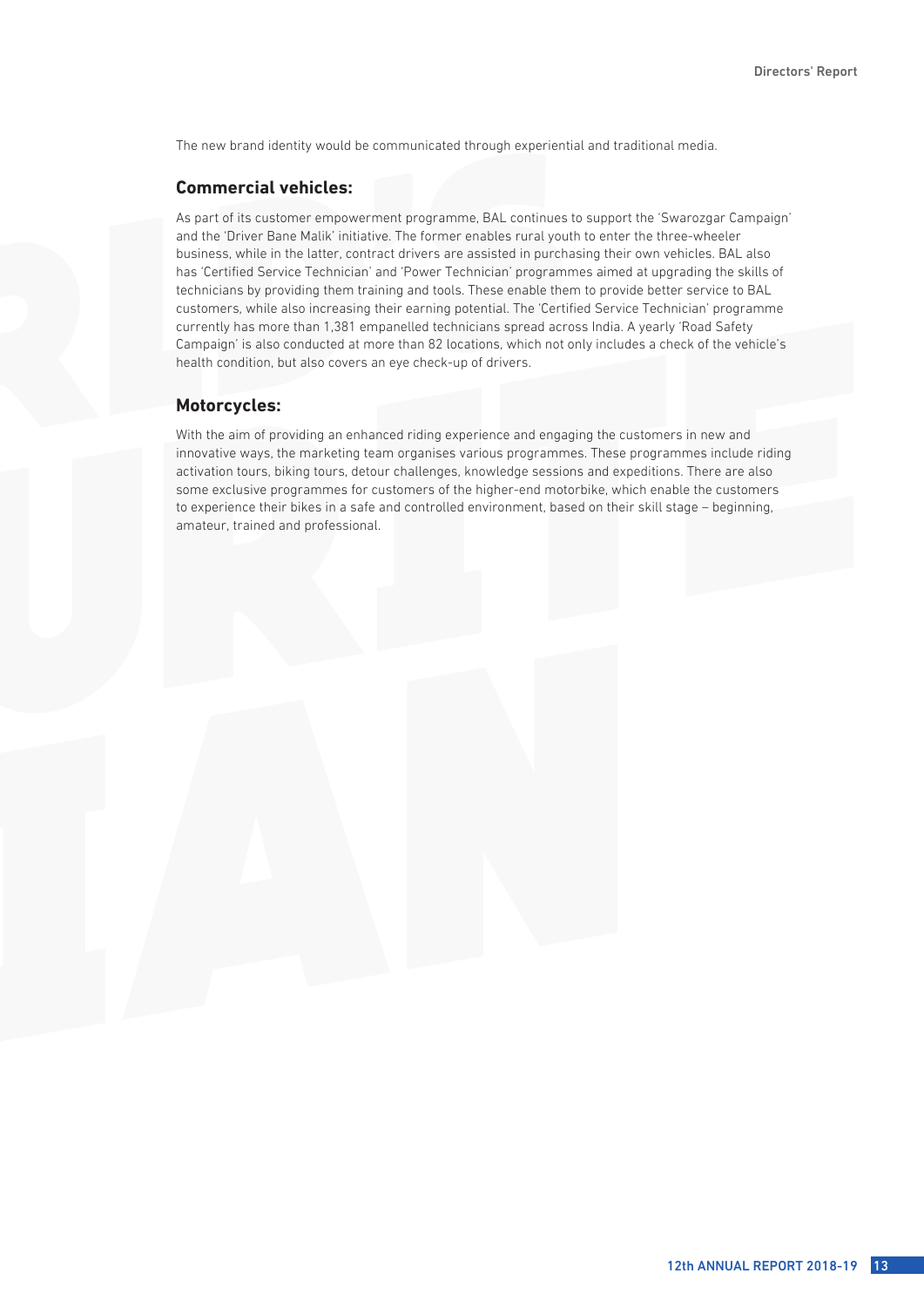The new brand identity would be communicated through experiential and traditional media.

## Commercial vehicles:

As part of its customer empowerment programme, BAL continues to support the 'Swarozgar Campaign' and the 'Driver Bane Malik' initiative. The former enables rural youth to enter the three-wheeler business, while in the latter, contract drivers are assisted in purchasing their own vehicles. BAL also has 'Certified Service Technician' and 'Power Technician' programmes aimed at upgrading the skills of technicians by providing them training and tools. These enable them to provide better service to BAL customers, while also increasing their earning potential. The 'Certified Service Technician' programme currently has more than 1,381 empanelled technicians spread across India. A yearly 'Road Safety Campaign' is also conducted at more than 82 locations, which not only includes a check of the vehicle's health condition, but also covers an eye check-up of drivers.

## Motorcycles:

With the aim of providing an enhanced riding experience and engaging the customers in new and innovative ways, the marketing team organises various programmes. These programmes include riding activation tours, biking tours, detour challenges, knowledge sessions and expeditions. There are also some exclusive programmes for customers of the higher-end motorbike, which enable the customers to experience their bikes in a safe and controlled environment, based on their skill stage – beginning, amateur, trained and professional.